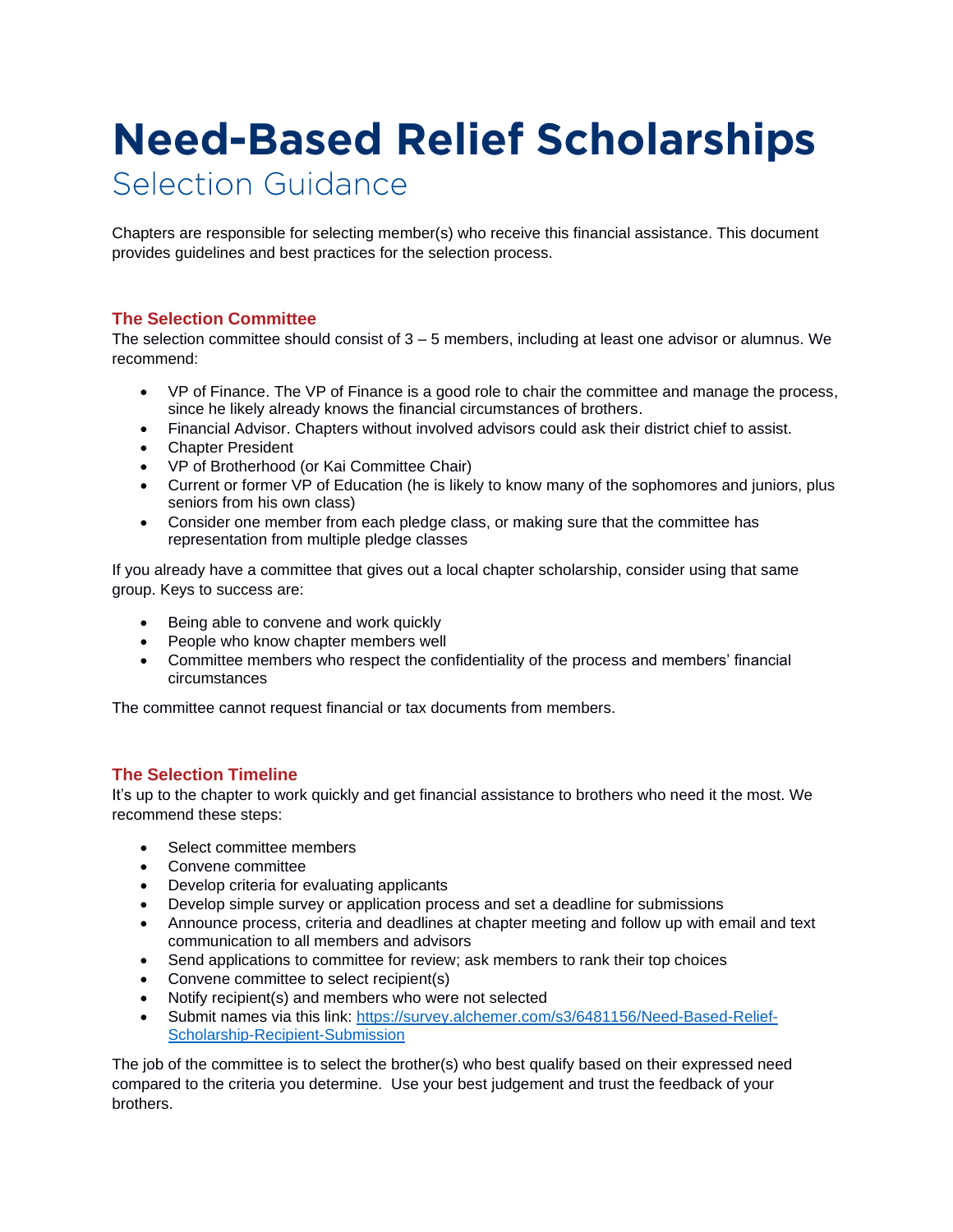# Need-Based Relief Scholarships

## Selection Guidance

Chapters are responsible for selecting member(s) who receive this financial assistance. This document provides guidelines and best practices for the selection process.

### The Selection Committee

The selection committee should consist of 3 – 5 members, including at least one advisor or alumnus. We recommend:

- VP of Finance. The VP of Finance is a good role to chair the committee and manage the process, since he likely already knows the financial circumstances of brothers.
- Financial Advisor. Chapters without involved advisors could ask their district chief to assist.
- Chapter President
- VP of Brotherhood (or Kai Committee Chair)
- Current or former VP of Education (he is likely to know many of the sophomores and juniors, plus seniors from his own class)
- Consider one member from each pledge class, or making sure that the committee has representation from multiple pledge classes

If you already have a committee that gives out a local chapter scholarship, consider using that same group. Keys to success are:

- Being able to convene and work quickly
- People who know chapter members well
- Committee members who respect the confidentiality of the process and members' financial circumstances

The committee cannot request financial or tax documents from members.

### The Selection Timeline

It's up to the chapter to work quickly and get financial assistance to brothers who need it the most. We recommend these steps:

- Select committee members
- Convene committee
- Develop criteria for evaluating applicants
- Develop simple survey or application process and set a deadline for submissions
- Announce process, criteria and deadlines at chapter meeting and follow up with email and text communication to all members and advisors
- Send applications to committee for review; ask members to rank their top choices
- Convene committee to select recipient(s)
- Notify recipient(s) and members who were not selected
- Submit names via this link: [https://survey.alchemer.com/s3/6481156/Need-Based-Relief-Scholarship-Recipient-Submission](https://survey.alchemer.com/s3/6481156/Need-Based-Relief-Scholarship-Recipient-Submission)

The job of the committee is to select the brother(s) who best qualify based on their expressed need compared to the criteria you determine. Use your best judgement and trust the feedback of your brothers.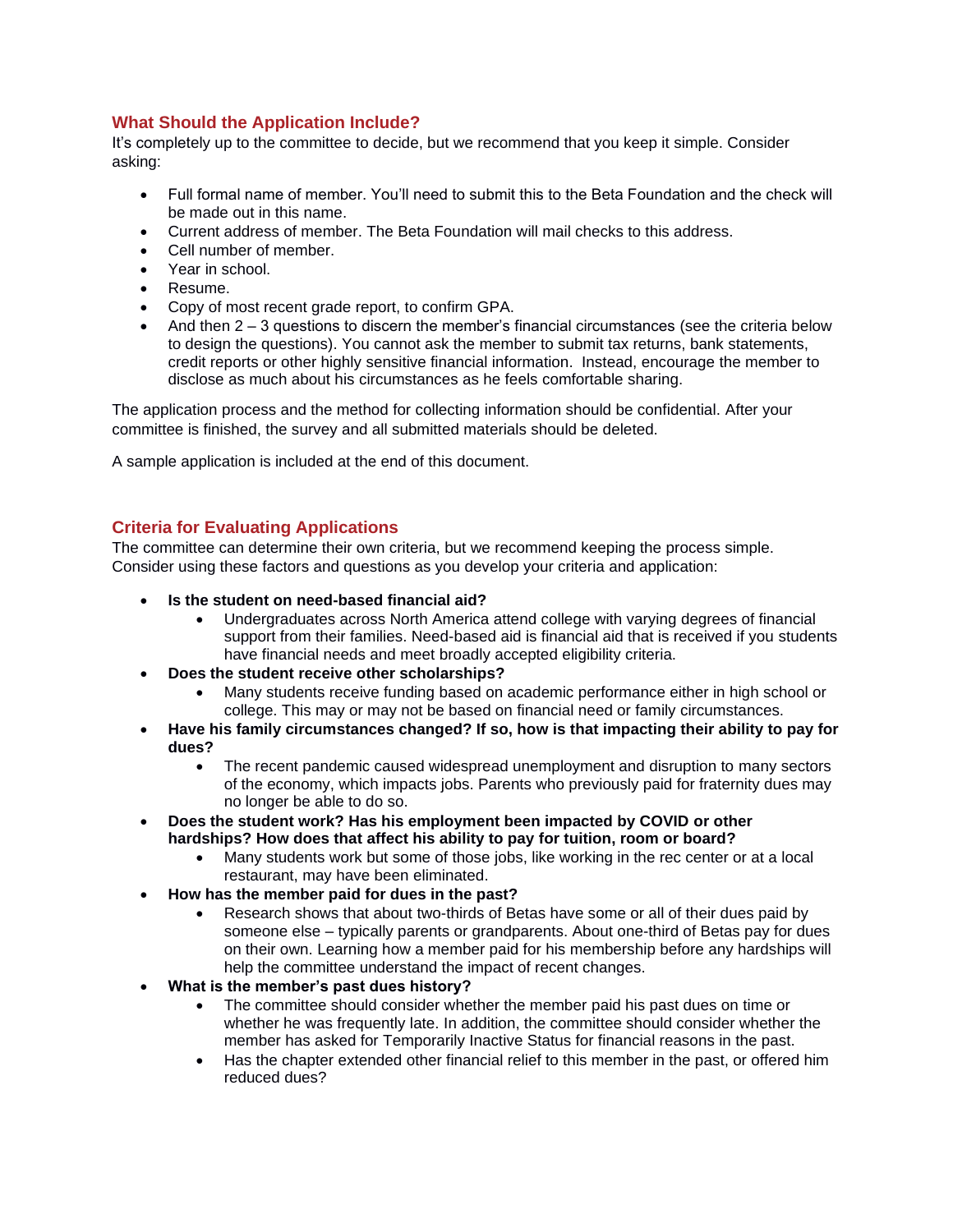## What Should the Application Include?

It's completely up to the committee to decide, but we recommend that you keep it simple. Consider asking:

- Full formal name of member. You'll need to submit this to the Beta Foundation and the check will be made out in this name.
- Current address of member. The Beta Foundation will mail checks to this address.
- Cell number of member.
- Year in school.
- Resume.
- Copy of most recent grade report, to confirm GPA.
- And then 2 – 3 questions to discern the member's financial circumstances (see the criteria below to design the questions). You cannot ask the member to submit tax returns, bank statements, credit reports or other highly sensitive financial information. Instead, encourage the member to disclose as much about his circumstances as he feels comfortable sharing.

The application process and the method for collecting information should be confidential. After your committee is finished, the survey and all submitted materials should be deleted.

A sample application is included at the end of this document.

## Criteria for Evaluating Applications

The committee can determine their own criteria, but we recommend keeping the process simple. Consider using these factors and questions as you develop your criteria and application:

- **Is the student on need-based financial aid?**
  - Undergraduates across North America attend college with varying degrees of financial support from their families. Need-based aid is financial aid that is received if you students have financial needs and meet broadly accepted eligibility criteria.
- **Does the student receive other scholarships?**
  - Many students receive funding based on academic performance either in high school or college. This may or may not be based on financial need or family circumstances.
- **Have his family circumstances changed? If so, how is that impacting their ability to pay for dues?**
  - The recent pandemic caused widespread unemployment and disruption to many sectors of the economy, which impacts jobs. Parents who previously paid for fraternity dues may no longer be able to do so.
- **Does the student work? Has his employment been impacted by COVID or other hardships? How does that affect his ability to pay for tuition, room or board?**
  - Many students work but some of those jobs, like working in the rec center or at a local restaurant, may have been eliminated.
- **How has the member paid for dues in the past?**
  - Research shows that about two-thirds of Betas have some or all of their dues paid by someone else – typically parents or grandparents. About one-third of Betas pay for dues on their own. Learning how a member paid for his membership before any hardships will help the committee understand the impact of recent changes.
- **What is the member's past dues history?**
  - The committee should consider whether the member paid his past dues on time or whether he was frequently late. In addition, the committee should consider whether the member has asked for Temporarily Inactive Status for financial reasons in the past.
  - Has the chapter extended other financial relief to this member in the past, or offered him reduced dues?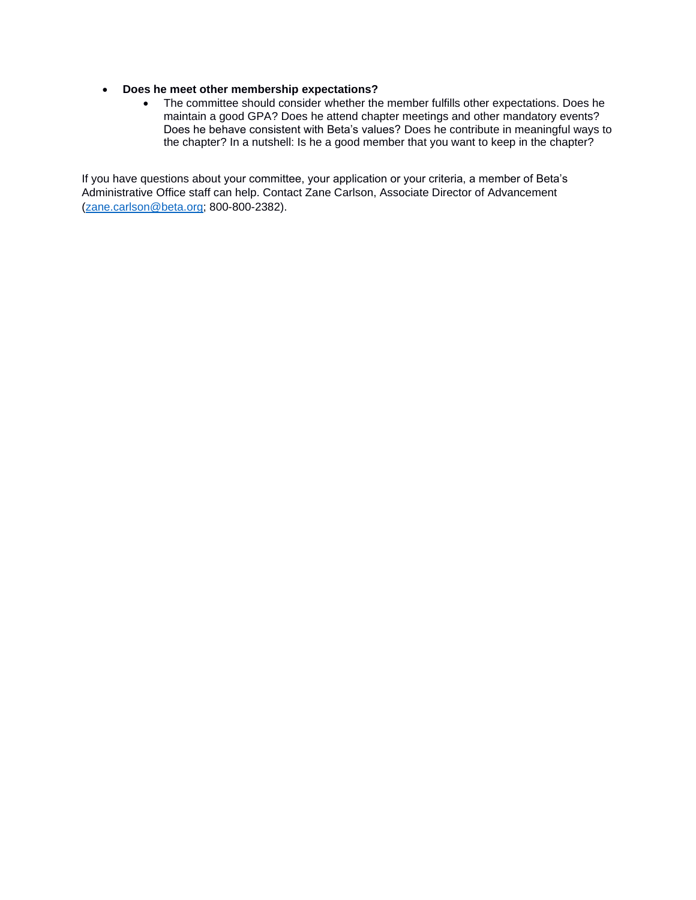- **Does he meet other membership expectations?**
  - The committee should consider whether the member fulfills other expectations. Does he maintain a good GPA? Does he attend chapter meetings and other mandatory events? Does he behave consistent with Beta's values? Does he contribute in meaningful ways to the chapter? In a nutshell: Is he a good member that you want to keep in the chapter?

If you have questions about your committee, your application or your criteria, a member of Beta's Administrative Office staff can help. Contact Zane Carlson, Associate Director of Advancement (zane.carlson@beta.org; 800-800-2382).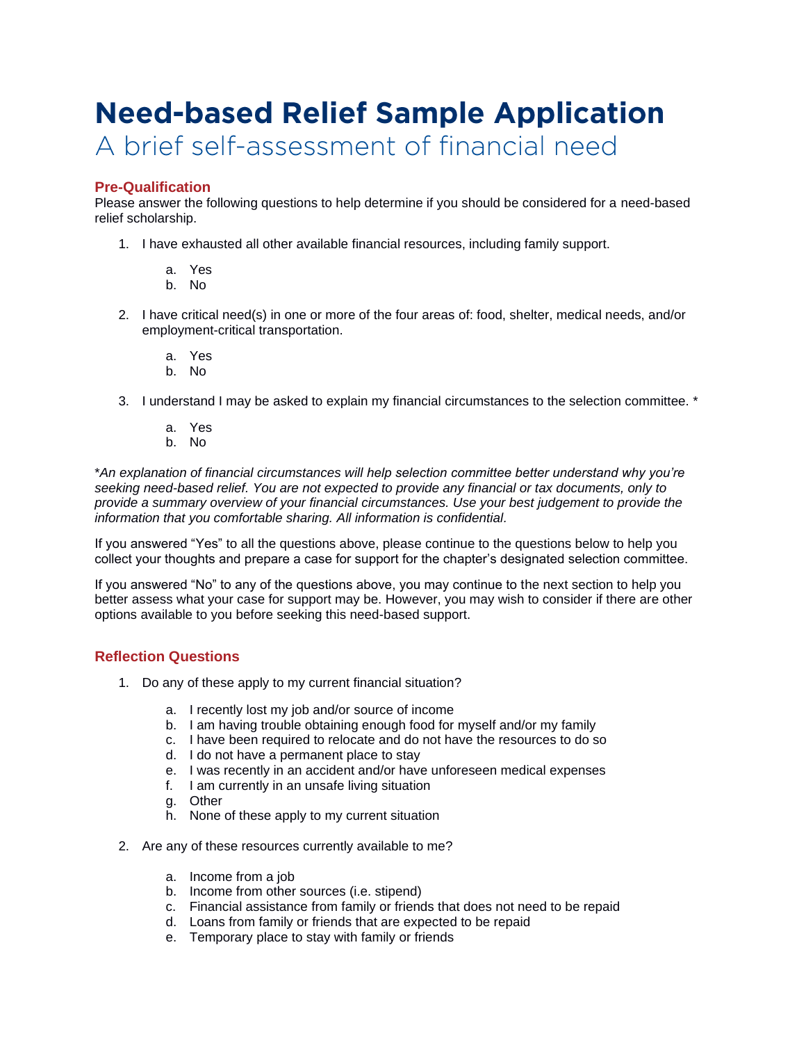# Need-based Relief Sample Application

## A brief self-assessment of financial need

### Pre-Qualification

Please answer the following questions to help determine if you should be considered for a need-based relief scholarship.

1. I have exhausted all other available financial resources, including family support.
   a. Yes
   b. No

2. I have critical need(s) in one or more of the four areas of: food, shelter, medical needs, and/or employment-critical transportation.
   a. Yes
   b. No

3. I understand I may be asked to explain my financial circumstances to the selection committee. *
   a. Yes
   b. No

**An explanation of financial circumstances will help selection committee better understand why you're seeking need-based relief. You are not expected to provide any financial or tax documents, only to provide a summary overview of your financial circumstances. Use your best judgement to provide the information that you comfortable sharing. All information is confidential.*

If you answered "Yes" to all the questions above, please continue to the questions below to help you collect your thoughts and prepare a case for support for the chapter's designated selection committee.

If you answered "No" to any of the questions above, you may continue to the next section to help you better assess what your case for support may be. However, you may wish to consider if there are other options available to you before seeking this need-based support.

### Reflection Questions

1. Do any of these apply to my current financial situation?
   a. I recently lost my job and/or source of income
   b. I am having trouble obtaining enough food for myself and/or my family
   c. I have been required to relocate and do not have the resources to do so
   d. I do not have a permanent place to stay
   e. I was recently in an accident and/or have unforeseen medical expenses
   f. I am currently in an unsafe living situation
   g. Other
   h. None of these apply to my current situation

2. Are any of these resources currently available to me?
   a. Income from a job
   b. Income from other sources (i.e. stipend)
   c. Financial assistance from family or friends that does not need to be repaid
   d. Loans from family or friends that are expected to be repaid
   e. Temporary place to stay with family or friends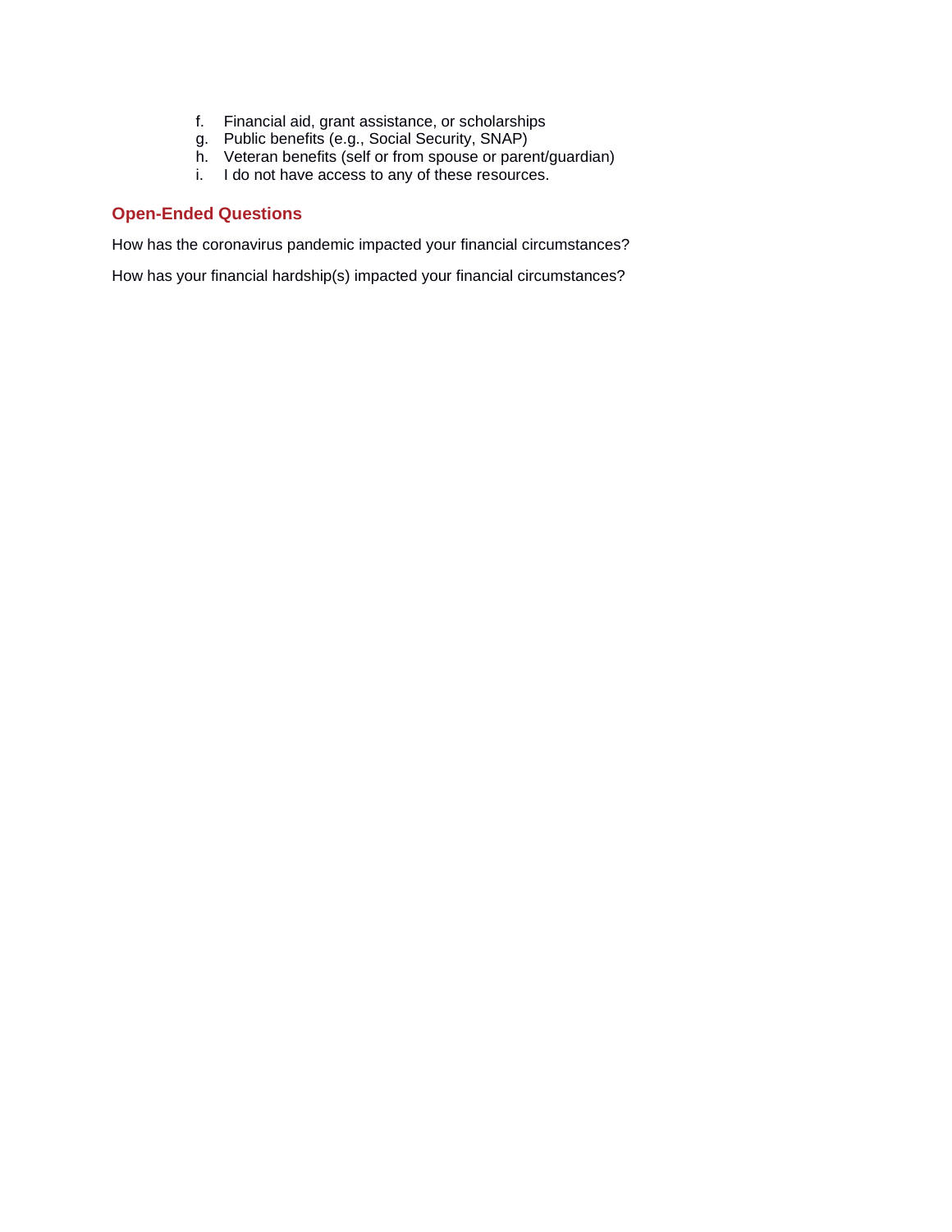f. Financial aid, grant assistance, or scholarships
g. Public benefits (e.g., Social Security, SNAP)
h. Veteran benefits (self or from spouse or parent/guardian)
i. I do not have access to any of these resources.

## Open-Ended Questions

How has the coronavirus pandemic impacted your financial circumstances?

How has your financial hardship(s) impacted your financial circumstances?